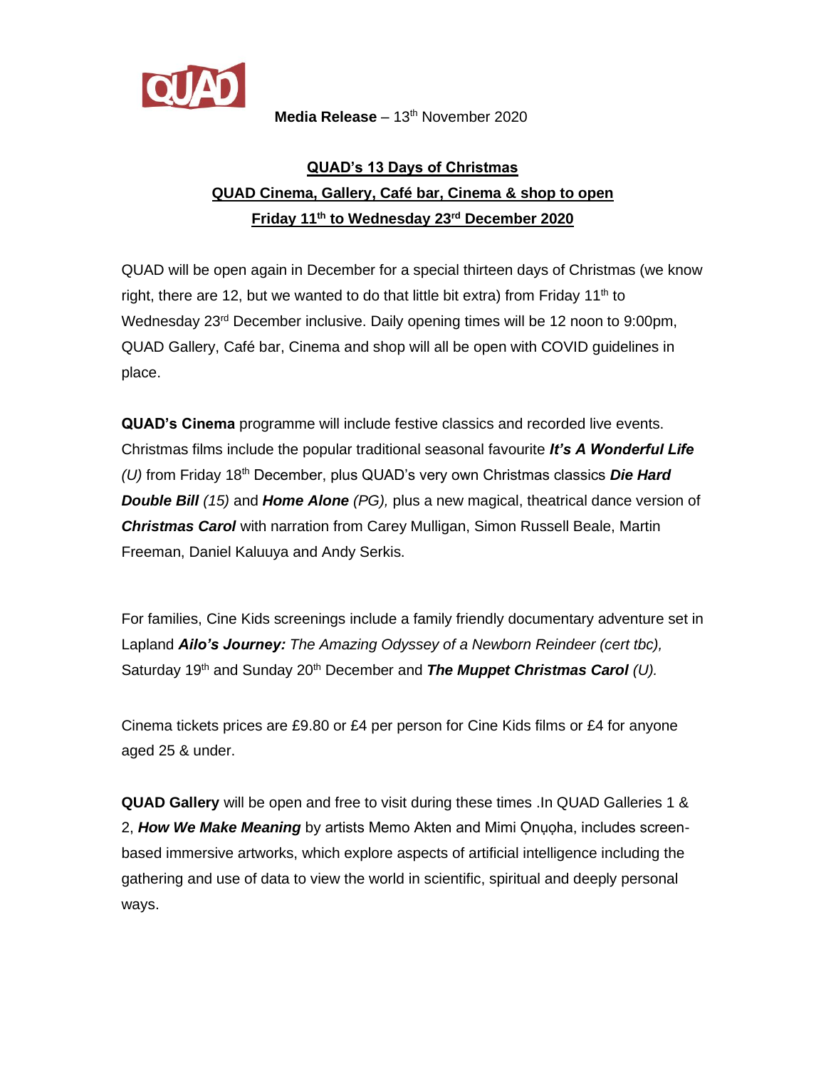**Media Release** – 13th November 2020

## QUAD's 13 Days of Christmas

## QUAD Cinema, Gallery, Café bar, Cinema & shop to open

## Friday 11th to Wednesday 23rd December 2020

QUAD will be open again in December for a special thirteen days of Christmas (we know right, there are 12, but we wanted to do that little bit extra) from Friday 11th to Wednesday 23rd December inclusive. Daily opening times will be 12 noon to 9:00pm, QUAD Gallery, Café bar, Cinema and shop will all be open with COVID guidelines in place.

**QUAD's Cinema** programme will include festive classics and recorded live events. Christmas films include the popular traditional seasonal favourite ***It's A Wonderful Life*** *(U)* from Friday 18th December, plus QUAD's very own Christmas classics ***Die Hard Double Bill*** *(15)* and ***Home Alone*** *(PG),* plus a new magical, theatrical dance version of ***Christmas Carol*** with narration from Carey Mulligan, Simon Russell Beale, Martin Freeman, Daniel Kaluuya and Andy Serkis.

For families, Cine Kids screenings include a family friendly documentary adventure set in Lapland ***Ailo's Journey:*** *The Amazing Odyssey of a Newborn Reindeer (cert tbc),* Saturday 19th and Sunday 20th December and ***The Muppet Christmas Carol*** *(U).*

Cinema tickets prices are £9.80 or £4 per person for Cine Kids films or £4 for anyone aged 25 & under.

**QUAD Gallery** will be open and free to visit during these times .In QUAD Galleries 1 & 2, ***How We Make Meaning*** by artists Memo Akten and Mimi Ọnụọha, includes screen-based immersive artworks, which explore aspects of artificial intelligence including the gathering and use of data to view the world in scientific, spiritual and deeply personal ways.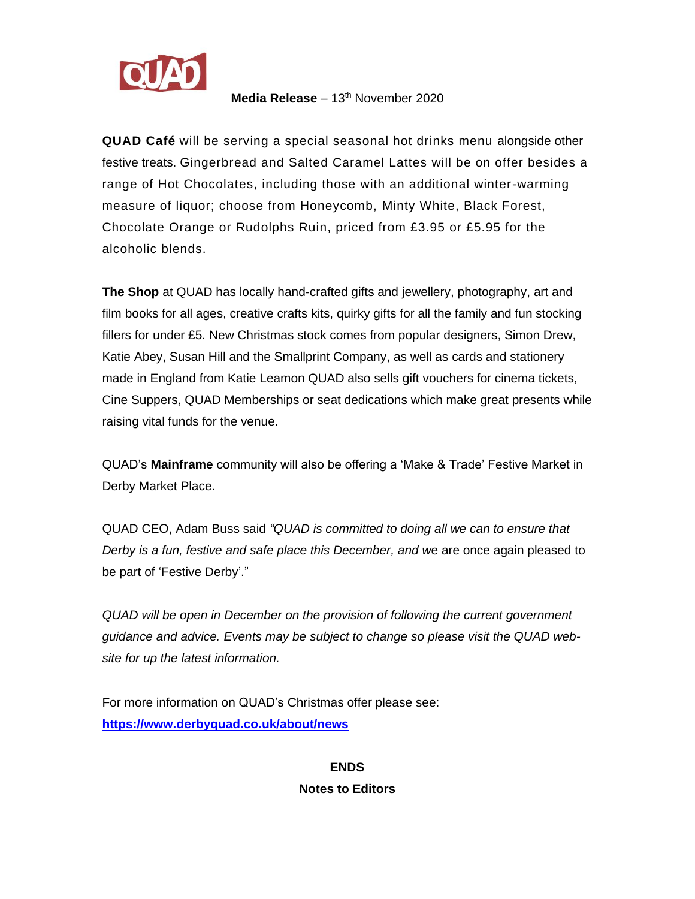**Media Release** – 13th November 2020

**QUAD Café** will be serving a special seasonal hot drinks menu alongside other festive treats. Gingerbread and Salted Caramel Lattes will be on offer besides a range of Hot Chocolates, including those with an additional winter-warming measure of liquor; choose from Honeycomb, Minty White, Black Forest, Chocolate Orange or Rudolphs Ruin, priced from £3.95 or £5.95 for the alcoholic blends.

**The Shop** at QUAD has locally hand-crafted gifts and jewellery, photography, art and film books for all ages, creative crafts kits, quirky gifts for all the family and fun stocking fillers for under £5. New Christmas stock comes from popular designers, Simon Drew, Katie Abey, Susan Hill and the Smallprint Company, as well as cards and stationery made in England from Katie Leamon QUAD also sells gift vouchers for cinema tickets, Cine Suppers, QUAD Memberships or seat dedications which make great presents while raising vital funds for the venue.

QUAD's **Mainframe** community will also be offering a 'Make & Trade' Festive Market in Derby Market Place.

QUAD CEO, Adam Buss said *"QUAD is committed to doing all we can to ensure that Derby is a fun, festive and safe place this December, and w*e are once again pleased to be part of 'Festive Derby'."

*QUAD will be open in December on the provision of following the current government guidance and advice. Events may be subject to change so please visit the QUAD web-site for up the latest information.*

For more information on QUAD's Christmas offer please see:
**https://www.derbyquad.co.uk/about/news**

**ENDS**

**Notes to Editors**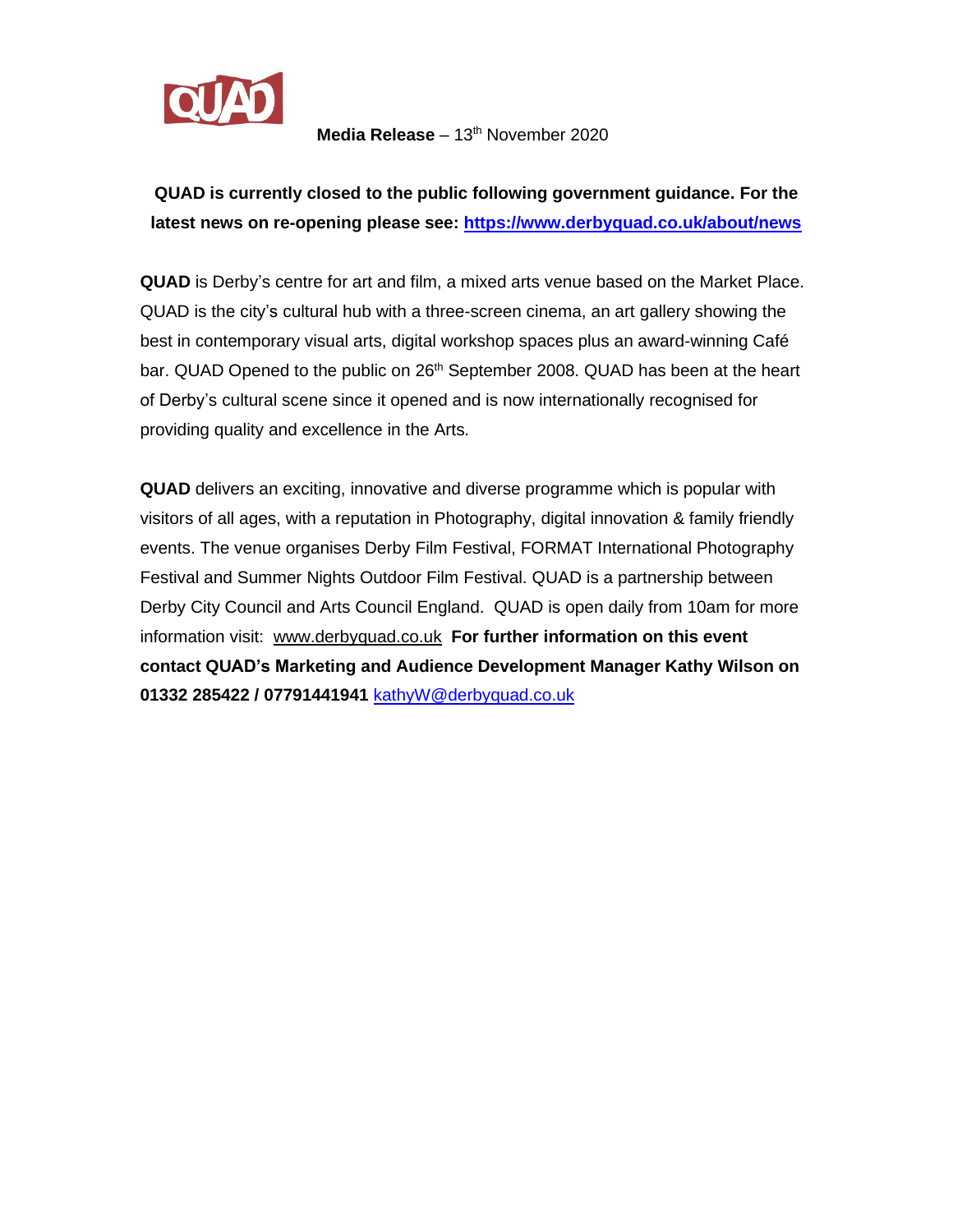**Media Release** – 13th November 2020

**QUAD is currently closed to the public following government guidance. For the latest news on re-opening please see: https://www.derbyquad.co.uk/about/news**

**QUAD** is Derby's centre for art and film, a mixed arts venue based on the Market Place. QUAD is the city's cultural hub with a three-screen cinema, an art gallery showing the best in contemporary visual arts, digital workshop spaces plus an award-winning Café bar. QUAD Opened to the public on 26th September 2008. QUAD has been at the heart of Derby's cultural scene since it opened and is now internationally recognised for providing quality and excellence in the Arts.

**QUAD** delivers an exciting, innovative and diverse programme which is popular with visitors of all ages, with a reputation in Photography, digital innovation & family friendly events. The venue organises Derby Film Festival, FORMAT International Photography Festival and Summer Nights Outdoor Film Festival. QUAD is a partnership between Derby City Council and Arts Council England. QUAD is open daily from 10am for more information visit: www.derbyquad.co.uk **For further information on this event contact QUAD's Marketing and Audience Development Manager Kathy Wilson on 01332 285422 / 07791441941** kathyW@derbyquad.co.uk